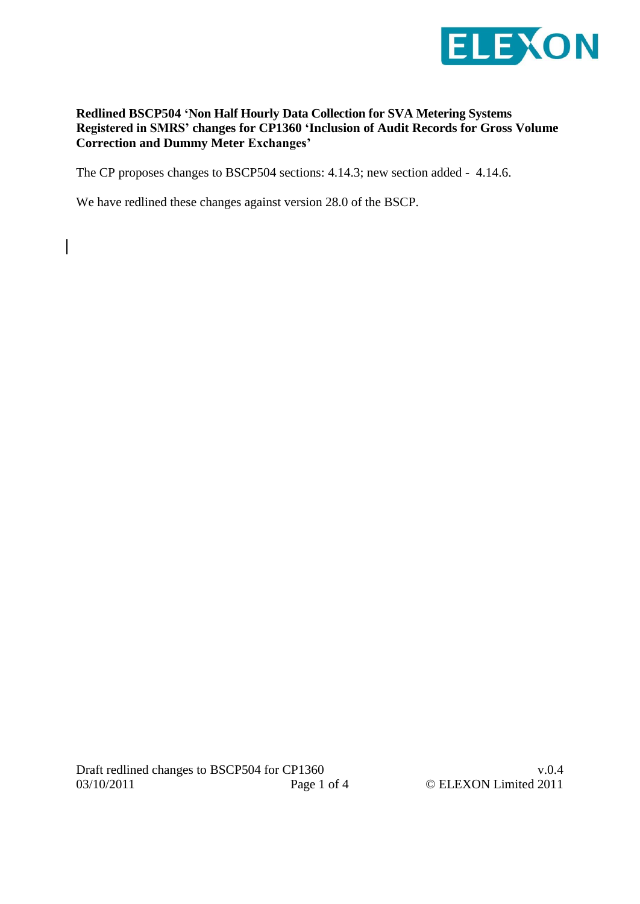**Redlined BSCP504 'Non Half Hourly Data Collection for SVA Metering Systems Registered in SMRS' changes for CP1360 'Inclusion of Audit Records for Gross Volume Correction and Dummy Meter Exchanges'**

The CP proposes changes to BSCP504 sections: 4.14.3; new section added - 4.14.6.

We have redlined these changes against version 28.0 of the BSCP.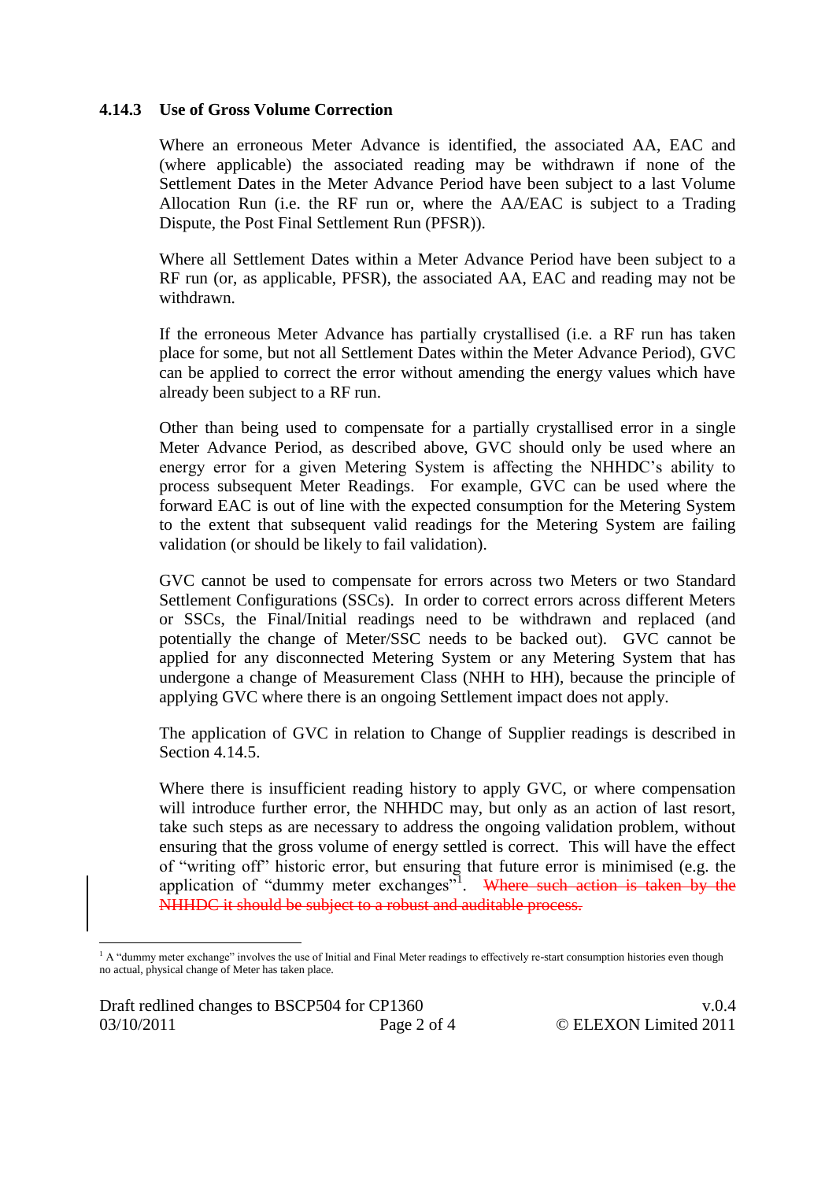### 4.14.3 Use of Gross Volume Correction

Where an erroneous Meter Advance is identified, the associated AA, EAC and (where applicable) the associated reading may be withdrawn if none of the Settlement Dates in the Meter Advance Period have been subject to a last Volume Allocation Run (i.e. the RF run or, where the AA/EAC is subject to a Trading Dispute, the Post Final Settlement Run (PFSR)).

Where all Settlement Dates within a Meter Advance Period have been subject to a RF run (or, as applicable, PFSR), the associated AA, EAC and reading may not be withdrawn.

If the erroneous Meter Advance has partially crystallised (i.e. a RF run has taken place for some, but not all Settlement Dates within the Meter Advance Period), GVC can be applied to correct the error without amending the energy values which have already been subject to a RF run.

Other than being used to compensate for a partially crystallised error in a single Meter Advance Period, as described above, GVC should only be used where an energy error for a given Metering System is affecting the NHHDC's ability to process subsequent Meter Readings. For example, GVC can be used where the forward EAC is out of line with the expected consumption for the Metering System to the extent that subsequent valid readings for the Metering System are failing validation (or should be likely to fail validation).

GVC cannot be used to compensate for errors across two Meters or two Standard Settlement Configurations (SSCs). In order to correct errors across different Meters or SSCs, the Final/Initial readings need to be withdrawn and replaced (and potentially the change of Meter/SSC needs to be backed out). GVC cannot be applied for any disconnected Metering System or any Metering System that has undergone a change of Measurement Class (NHH to HH), because the principle of applying GVC where there is an ongoing Settlement impact does not apply.

The application of GVC in relation to Change of Supplier readings is described in Section 4.14.5.

Where there is insufficient reading history to apply GVC, or where compensation will introduce further error, the NHHDC may, but only as an action of last resort, take such steps as are necessary to address the ongoing validation problem, without ensuring that the gross volume of energy settled is correct. This will have the effect of "writing off" historic error, but ensuring that future error is minimised (e.g. the application of "dummy meter exchanges"[1]. ~~Where such action is taken by the NHHDC it should be subject to a robust and auditable process.~~

[1] A "dummy meter exchange" involves the use of Initial and Final Meter readings to effectively re-start consumption histories even though no actual, physical change of Meter has taken place.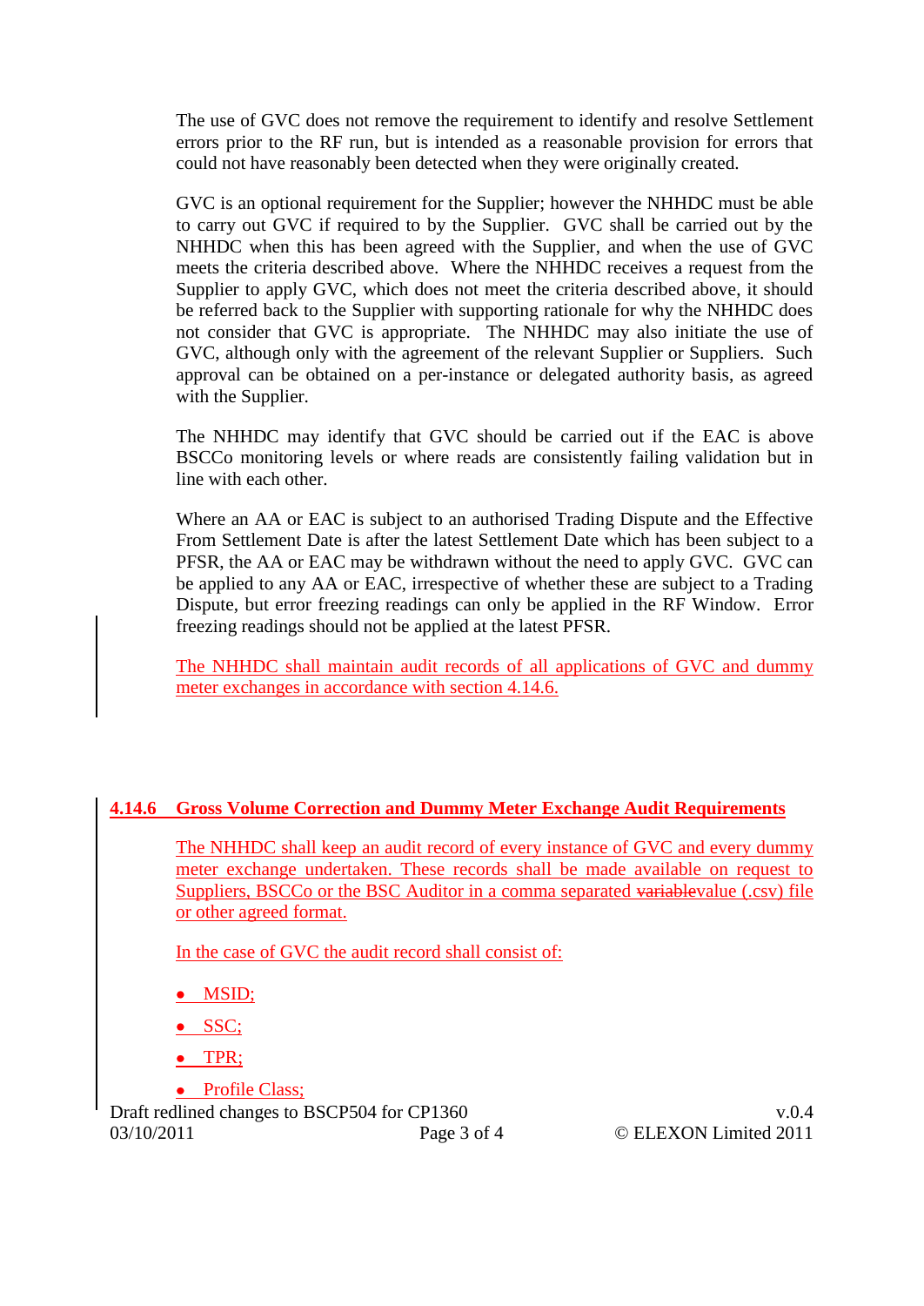The use of GVC does not remove the requirement to identify and resolve Settlement errors prior to the RF run, but is intended as a reasonable provision for errors that could not have reasonably been detected when they were originally created.

GVC is an optional requirement for the Supplier; however the NHHDC must be able to carry out GVC if required to by the Supplier. GVC shall be carried out by the NHHDC when this has been agreed with the Supplier, and when the use of GVC meets the criteria described above. Where the NHHDC receives a request from the Supplier to apply GVC, which does not meet the criteria described above, it should be referred back to the Supplier with supporting rationale for why the NHHDC does not consider that GVC is appropriate. The NHHDC may also initiate the use of GVC, although only with the agreement of the relevant Supplier or Suppliers. Such approval can be obtained on a per-instance or delegated authority basis, as agreed with the Supplier.

The NHHDC may identify that GVC should be carried out if the EAC is above BSCCo monitoring levels or where reads are consistently failing validation but in line with each other.

Where an AA or EAC is subject to an authorised Trading Dispute and the Effective From Settlement Date is after the latest Settlement Date which has been subject to a PFSR, the AA or EAC may be withdrawn without the need to apply GVC. GVC can be applied to any AA or EAC, irrespective of whether these are subject to a Trading Dispute, but error freezing readings can only be applied in the RF Window. Error freezing readings should not be applied at the latest PFSR.

The NHHDC shall maintain audit records of all applications of GVC and dummy meter exchanges in accordance with section 4.14.6.

### 4.14.6 Gross Volume Correction and Dummy Meter Exchange Audit Requirements

The NHHDC shall keep an audit record of every instance of GVC and every dummy meter exchange undertaken. These records shall be made available on request to Suppliers, BSCCo or the BSC Auditor in a comma separated ~~variable~~value (.csv) file or other agreed format.

In the case of GVC the audit record shall consist of:

- MSID;
- SSC;
- TPR;
- Profile Class;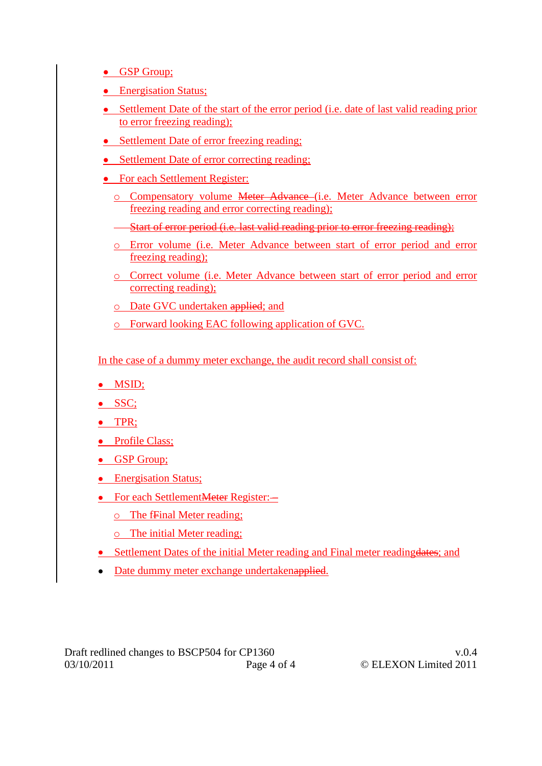- GSP Group;
- Energisation Status;
- Settlement Date of the start of the error period (i.e. date of last valid reading prior to error freezing reading);
- Settlement Date of error freezing reading;
- Settlement Date of error correcting reading;
- For each Settlement Register:
  - Compensatory volume ~~Meter Advance~~ (i.e. Meter Advance between error freezing reading and error correcting reading);
  - ~~Start of error period (i.e. last valid reading prior to error freezing reading);~~
  - Error volume (i.e. Meter Advance between start of error period and error freezing reading);
  - Correct volume (i.e. Meter Advance between start of error period and error correcting reading);
  - Date GVC undertaken ~~applied~~; and
  - Forward looking EAC following application of GVC.

In the case of a dummy meter exchange, the audit record shall consist of:

- MSID;
- SSC;
- TPR;
- Profile Class;
- GSP Group;
- Energisation Status;
- For each Settlement~~Meter~~ Register:
  - The f~~F~~inal Meter reading;
  - The initial Meter reading;
- Settlement Dates of the initial Meter reading and Final meter reading~~dates~~; and
- Date dummy meter exchange undertaken~~applied~~.